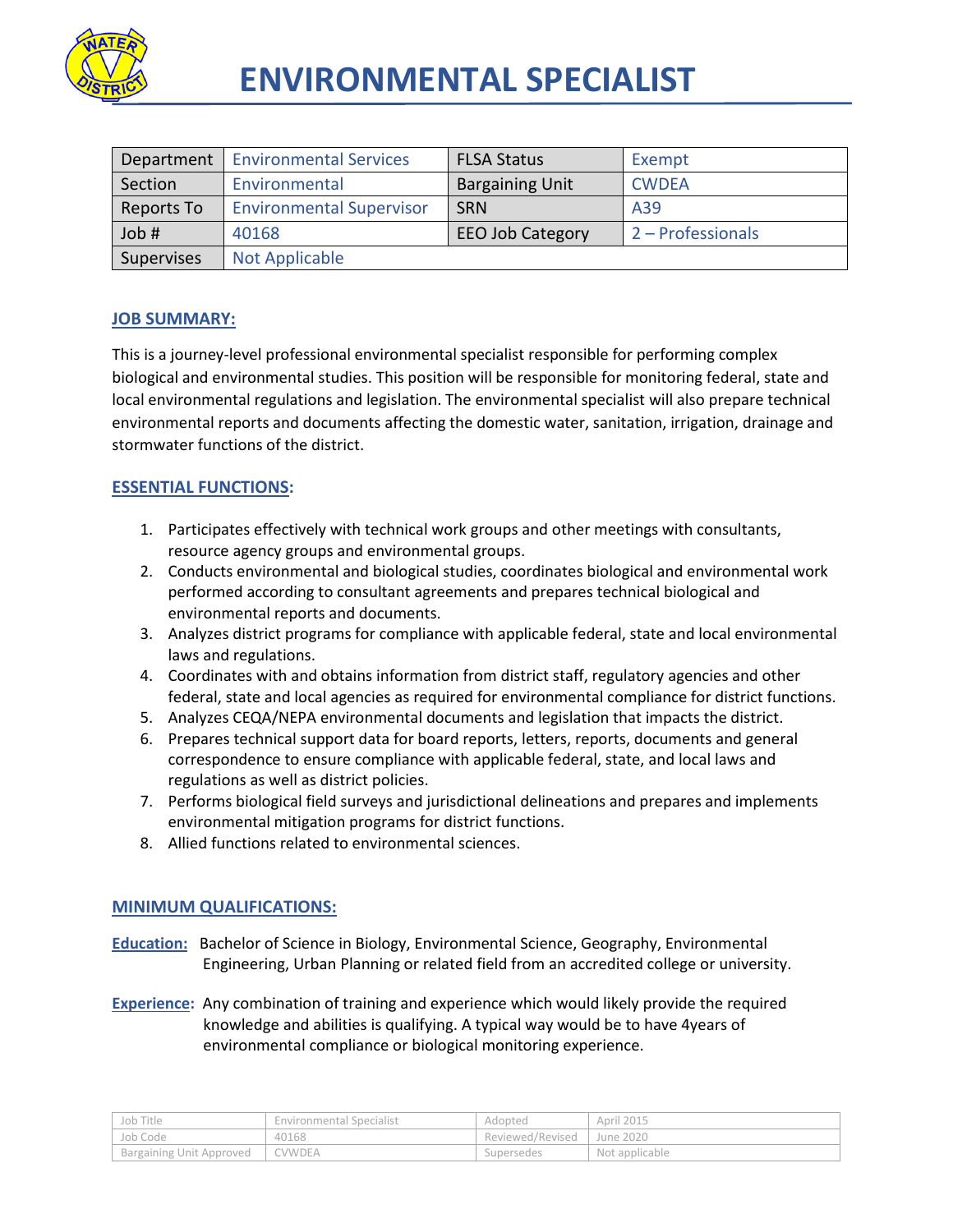# ENVIRONMENTAL SPECIALIST

| | | | |
|---|---|---|---|
| Department | Environmental Services | FLSA Status | Exempt |
| Section | Environmental | Bargaining Unit | CWDEA |
| Reports To | Environmental Supervisor | SRN | A39 |
| Job # | 40168 | EEO Job Category | 2 – Professionals |
| Supervises | Not Applicable | | |

## JOB SUMMARY:

This is a journey-level professional environmental specialist responsible for performing complex biological and environmental studies. This position will be responsible for monitoring federal, state and local environmental regulations and legislation. The environmental specialist will also prepare technical environmental reports and documents affecting the domestic water, sanitation, irrigation, drainage and stormwater functions of the district.

## ESSENTIAL FUNCTIONS:

1. Participates effectively with technical work groups and other meetings with consultants, resource agency groups and environmental groups.
2. Conducts environmental and biological studies, coordinates biological and environmental work performed according to consultant agreements and prepares technical biological and environmental reports and documents.
3. Analyzes district programs for compliance with applicable federal, state and local environmental laws and regulations.
4. Coordinates with and obtains information from district staff, regulatory agencies and other federal, state and local agencies as required for environmental compliance for district functions.
5. Analyzes CEQA/NEPA environmental documents and legislation that impacts the district.
6. Prepares technical support data for board reports, letters, reports, documents and general correspondence to ensure compliance with applicable federal, state, and local laws and regulations as well as district policies.
7. Performs biological field surveys and jurisdictional delineations and prepares and implements environmental mitigation programs for district functions.
8. Allied functions related to environmental sciences.

## MINIMUM QUALIFICATIONS:

**Education:** Bachelor of Science in Biology, Environmental Science, Geography, Environmental Engineering, Urban Planning or related field from an accredited college or university.

**Experience:** Any combination of training and experience which would likely provide the required knowledge and abilities is qualifying. A typical way would be to have 4years of environmental compliance or biological monitoring experience.

| | | | |
|---|---|---|---|
| Job Title | Environmental Specialist | Adopted | April 2015 |
| Job Code | 40168 | Reviewed/Revised | June 2020 |
| Bargaining Unit Approved | CVWDEA | Supersedes | Not applicable |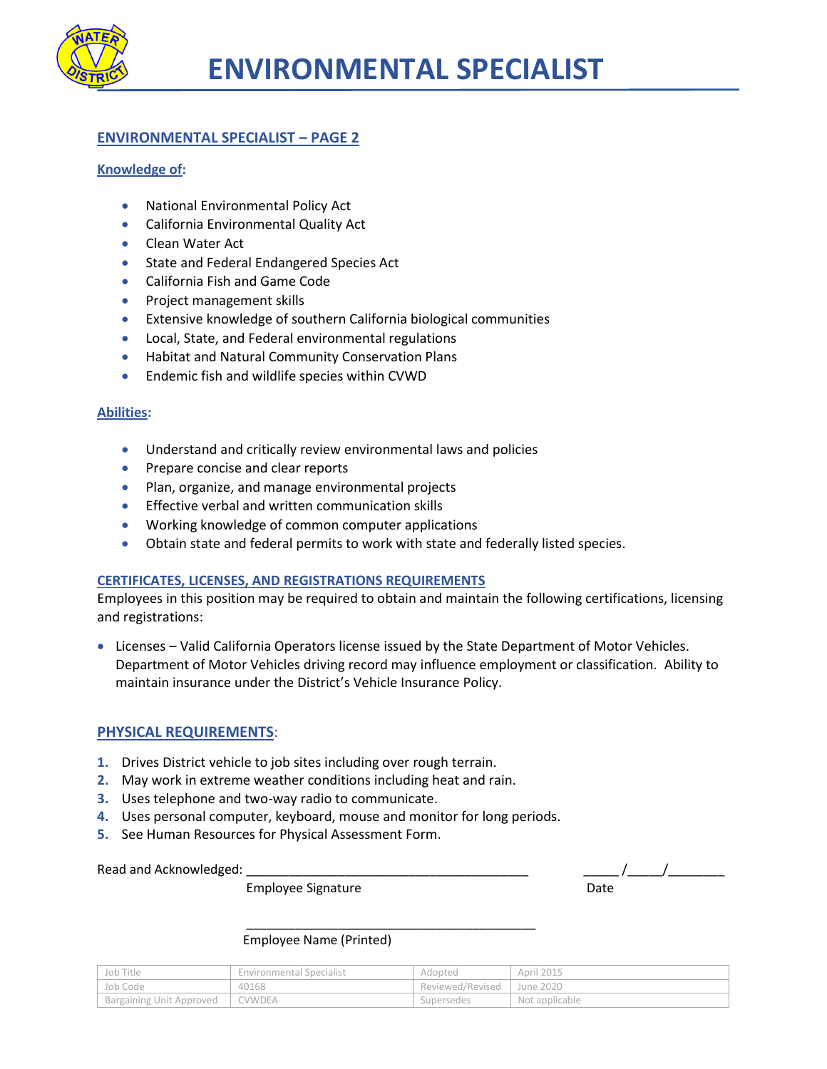# ENVIRONMENTAL SPECIALIST

## ENVIRONMENTAL SPECIALIST – PAGE 2

### Knowledge of:

- National Environmental Policy Act
- California Environmental Quality Act
- Clean Water Act
- State and Federal Endangered Species Act
- California Fish and Game Code
- Project management skills
- Extensive knowledge of southern California biological communities
- Local, State, and Federal environmental regulations
- Habitat and Natural Community Conservation Plans
- Endemic fish and wildlife species within CVWD

### Abilities:

- Understand and critically review environmental laws and policies
- Prepare concise and clear reports
- Plan, organize, and manage environmental projects
- Effective verbal and written communication skills
- Working knowledge of common computer applications
- Obtain state and federal permits to work with state and federally listed species.

### CERTIFICATES, LICENSES, AND REGISTRATIONS REQUIREMENTS

Employees in this position may be required to obtain and maintain the following certifications, licensing and registrations:

- Licenses – Valid California Operators license issued by the State Department of Motor Vehicles. Department of Motor Vehicles driving record may influence employment or classification. Ability to maintain insurance under the District's Vehicle Insurance Policy.

### PHYSICAL REQUIREMENTS:

1. Drives District vehicle to job sites including over rough terrain.
2. May work in extreme weather conditions including heat and rain.
3. Uses telephone and two-way radio to communicate.
4. Uses personal computer, keyboard, mouse and monitor for long periods.
5. See Human Resources for Physical Assessment Form.

Read and Acknowledged: ________________________________________ _____/_____/________

Employee Signature Date

__________________________________________

Employee Name (Printed)

| | | | |
|---|---|---|---|
| Job Title | Environmental Specialist | Adopted | April 2015 |
| Job Code | 40168 | Reviewed/Revised | June 2020 |
| Bargaining Unit Approved | CVWDEA | Supersedes | Not applicable |